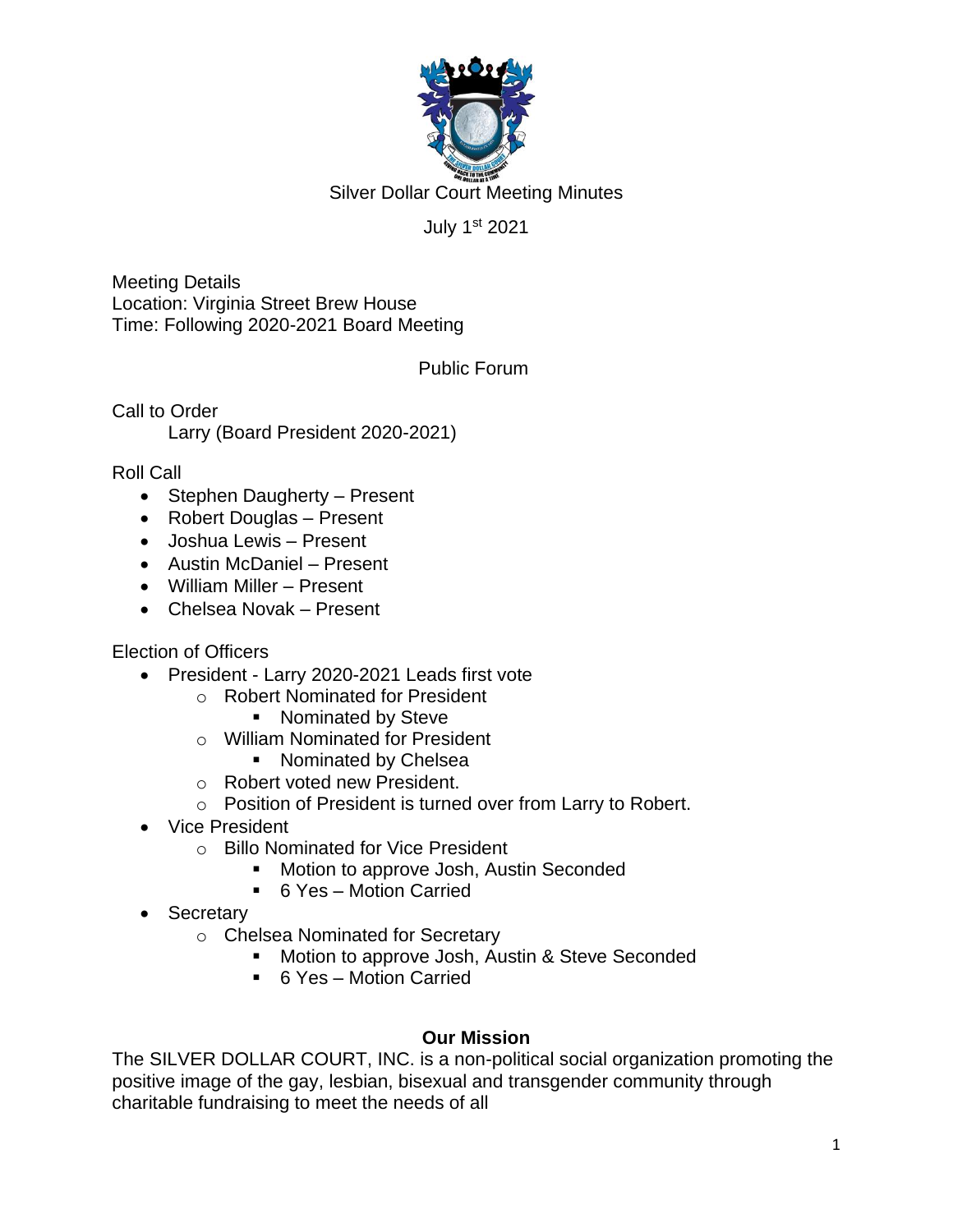# Silver Dollar Court Meeting Minutes

July 1st 2021

Meeting Details
Location: Virginia Street Brew House
Time: Following 2020-2021 Board Meeting

## Public Forum

Call to Order
Larry (Board President 2020-2021)

Roll Call

- Stephen Daugherty – Present
- Robert Douglas – Present
- Joshua Lewis – Present
- Austin McDaniel – Present
- William Miller – Present
- Chelsea Novak – Present

Election of Officers

- President - Larry 2020-2021 Leads first vote
  - Robert Nominated for President
    - Nominated by Steve
  - William Nominated for President
    - Nominated by Chelsea
  - Robert voted new President.
  - Position of President is turned over from Larry to Robert.
- Vice President
  - Billo Nominated for Vice President
    - Motion to approve Josh, Austin Seconded
    - 6 Yes – Motion Carried
- Secretary
  - Chelsea Nominated for Secretary
    - Motion to approve Josh, Austin & Steve Seconded
    - 6 Yes – Motion Carried

**Our Mission**

The SILVER DOLLAR COURT, INC. is a non-political social organization promoting the positive image of the gay, lesbian, bisexual and transgender community through charitable fundraising to meet the needs of all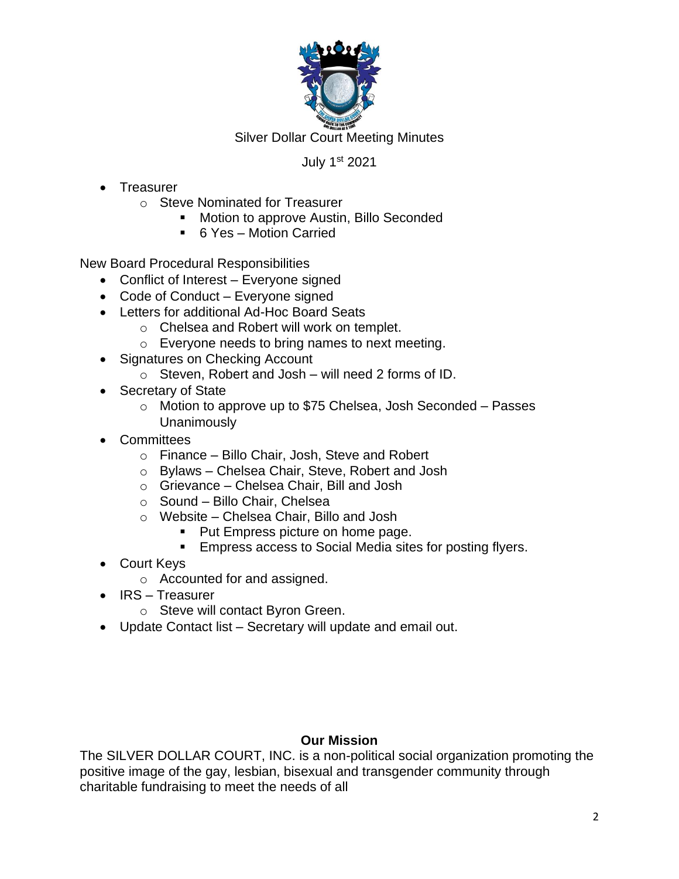Silver Dollar Court Meeting Minutes

July 1st 2021

- Treasurer
  - Steve Nominated for Treasurer
    - Motion to approve Austin, Billo Seconded
    - 6 Yes – Motion Carried

New Board Procedural Responsibilities

- Conflict of Interest – Everyone signed
- Code of Conduct – Everyone signed
- Letters for additional Ad-Hoc Board Seats
  - Chelsea and Robert will work on templet.
  - Everyone needs to bring names to next meeting.
- Signatures on Checking Account
  - Steven, Robert and Josh – will need 2 forms of ID.
- Secretary of State
  - Motion to approve up to $75 Chelsea, Josh Seconded – Passes Unanimously
- Committees
  - Finance – Billo Chair, Josh, Steve and Robert
  - Bylaws – Chelsea Chair, Steve, Robert and Josh
  - Grievance – Chelsea Chair, Bill and Josh
  - Sound – Billo Chair, Chelsea
  - Website – Chelsea Chair, Billo and Josh
    - Put Empress picture on home page.
    - Empress access to Social Media sites for posting flyers.
- Court Keys
  - Accounted for and assigned.
- IRS – Treasurer
  - Steve will contact Byron Green.
- Update Contact list – Secretary will update and email out.

**Our Mission**

The SILVER DOLLAR COURT, INC. is a non-political social organization promoting the positive image of the gay, lesbian, bisexual and transgender community through charitable fundraising to meet the needs of all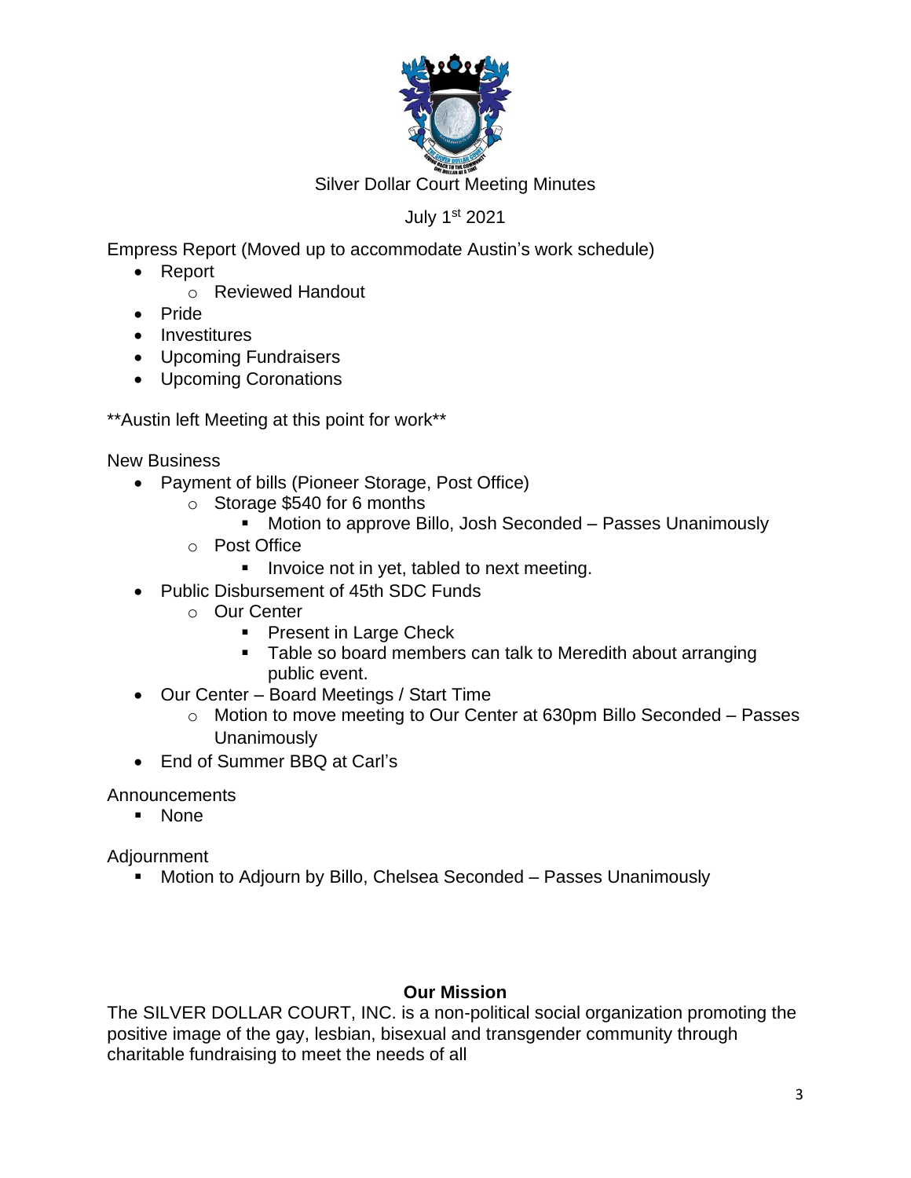# Silver Dollar Court Meeting Minutes

July 1st 2021

Empress Report (Moved up to accommodate Austin's work schedule)

- Report
  - Reviewed Handout
- Pride
- Investitures
- Upcoming Fundraisers
- Upcoming Coronations

**Austin left Meeting at this point for work**

New Business

- Payment of bills (Pioneer Storage, Post Office)
  - Storage $540 for 6 months
    - Motion to approve Billo, Josh Seconded – Passes Unanimously
  - Post Office
    - Invoice not in yet, tabled to next meeting.
- Public Disbursement of 45th SDC Funds
  - Our Center
    - Present in Large Check
    - Table so board members can talk to Meredith about arranging public event.
- Our Center – Board Meetings / Start Time
  - Motion to move meeting to Our Center at 630pm Billo Seconded – Passes Unanimously
- End of Summer BBQ at Carl's

Announcements

- None

Adjournment

- Motion to Adjourn by Billo, Chelsea Seconded – Passes Unanimously

**Our Mission**

The SILVER DOLLAR COURT, INC. is a non-political social organization promoting the positive image of the gay, lesbian, bisexual and transgender community through charitable fundraising to meet the needs of all